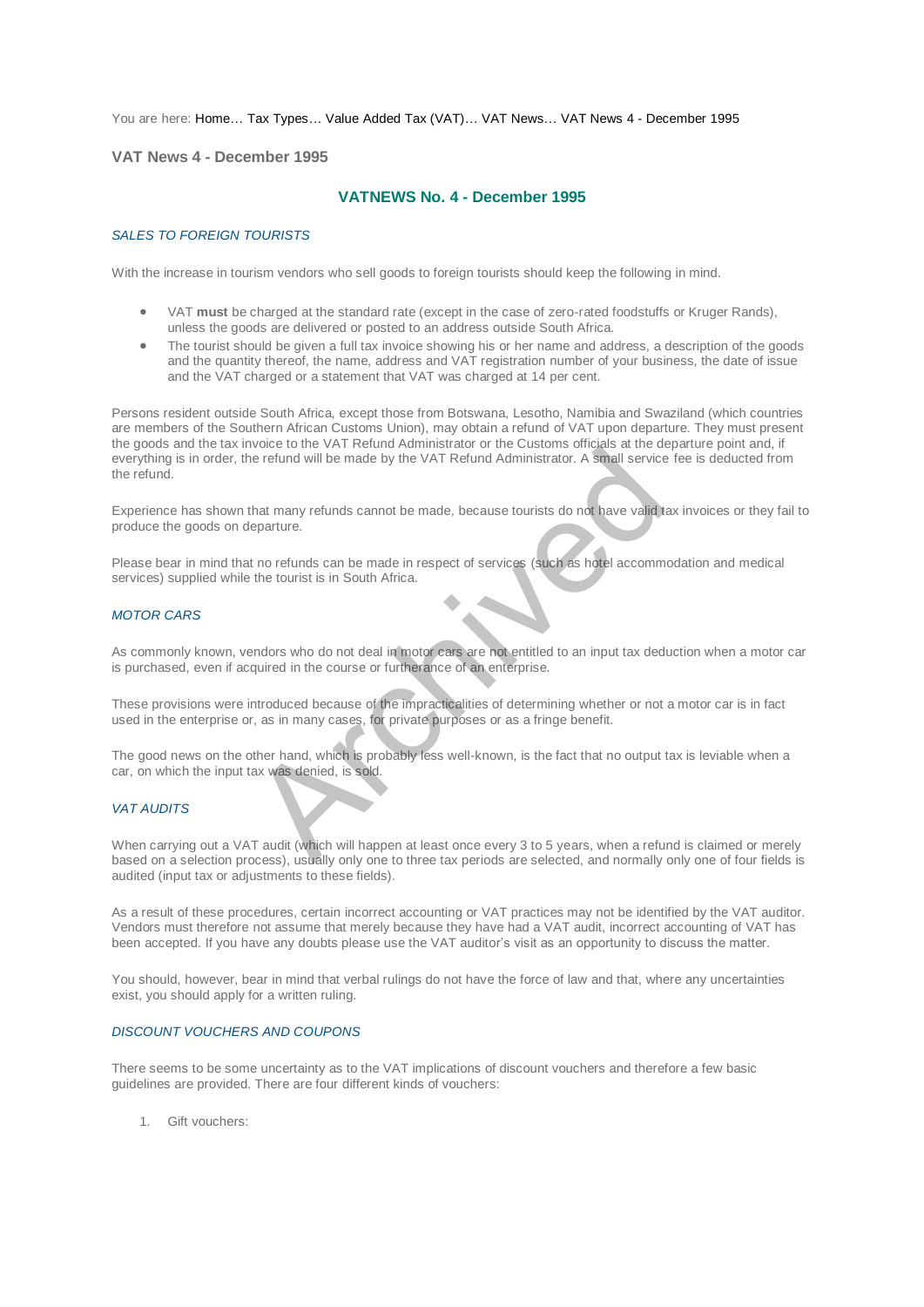You are here: Home… Tax Types… Value Added Tax (VAT)… VAT News… VAT News 4 - December 1995

## VAT News 4 - December 1995

# VATNEWS No. 4 - December 1995

*SALES TO FOREIGN TOURISTS*

With the increase in tourism vendors who sell goods to foreign tourists should keep the following in mind.

- VAT **must** be charged at the standard rate (except in the case of zero-rated foodstuffs or Kruger Rands), unless the goods are delivered or posted to an address outside South Africa.
- The tourist should be given a full tax invoice showing his or her name and address, a description of the goods and the quantity thereof, the name, address and VAT registration number of your business, the date of issue and the VAT charged or a statement that VAT was charged at 14 per cent.

Persons resident outside South Africa, except those from Botswana, Lesotho, Namibia and Swaziland (which countries are members of the Southern African Customs Union), may obtain a refund of VAT upon departure. They must present the goods and the tax invoice to the VAT Refund Administrator or the Customs officials at the departure point and, if everything is in order, the refund will be made by the VAT Refund Administrator. A small service fee is deducted from the refund.

Experience has shown that many refunds cannot be made, because tourists do not have valid tax invoices or they fail to produce the goods on departure.

Please bear in mind that no refunds can be made in respect of services (such as hotel accommodation and medical services) supplied while the tourist is in South Africa.

*MOTOR CARS*

As commonly known, vendors who do not deal in motor cars are not entitled to an input tax deduction when a motor car is purchased, even if acquired in the course or furtherance of an enterprise.

These provisions were introduced because of the impracticalities of determining whether or not a motor car is in fact used in the enterprise or, as in many cases, for private purposes or as a fringe benefit.

The good news on the other hand, which is probably less well-known, is the fact that no output tax is leviable when a car, on which the input tax was denied, is sold.

*VAT AUDITS*

When carrying out a VAT audit (which will happen at least once every 3 to 5 years, when a refund is claimed or merely based on a selection process), usually only one to three tax periods are selected, and normally only one of four fields is audited (input tax or adjustments to these fields).

As a result of these procedures, certain incorrect accounting or VAT practices may not be identified by the VAT auditor. Vendors must therefore not assume that merely because they have had a VAT audit, incorrect accounting of VAT has been accepted. If you have any doubts please use the VAT auditor's visit as an opportunity to discuss the matter.

You should, however, bear in mind that verbal rulings do not have the force of law and that, where any uncertainties exist, you should apply for a written ruling.

*DISCOUNT VOUCHERS AND COUPONS*

There seems to be some uncertainty as to the VAT implications of discount vouchers and therefore a few basic guidelines are provided. There are four different kinds of vouchers:

1. Gift vouchers: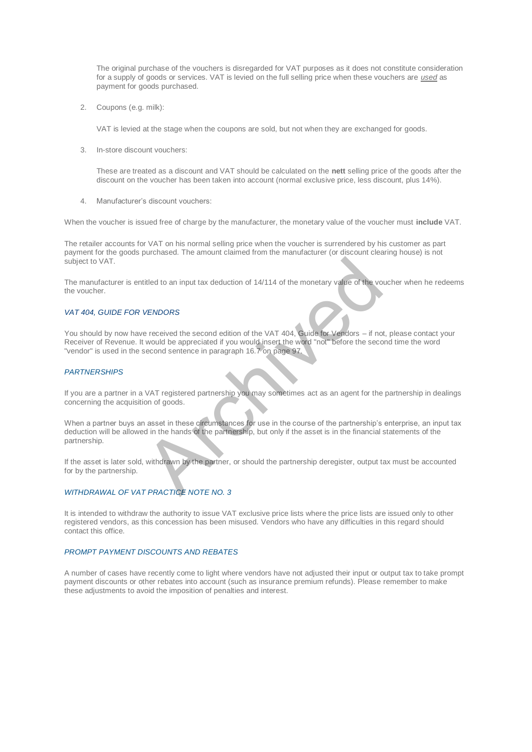The original purchase of the vouchers is disregarded for VAT purposes as it does not constitute consideration for a supply of goods or services. VAT is levied on the full selling price when these vouchers are *used* as payment for goods purchased.

2. Coupons (e.g. milk):

   VAT is levied at the stage when the coupons are sold, but not when they are exchanged for goods.

3. In-store discount vouchers:

   These are treated as a discount and VAT should be calculated on the **nett** selling price of the goods after the discount on the voucher has been taken into account (normal exclusive price, less discount, plus 14%).

4. Manufacturer's discount vouchers:

When the voucher is issued free of charge by the manufacturer, the monetary value of the voucher must **include** VAT.

The retailer accounts for VAT on his normal selling price when the voucher is surrendered by his customer as part payment for the goods purchased. The amount claimed from the manufacturer (or discount clearing house) is not subject to VAT.

The manufacturer is entitled to an input tax deduction of 14/114 of the monetary value of the voucher when he redeems the voucher.

### *VAT 404, GUIDE FOR VENDORS*

You should by now have received the second edition of the VAT 404, Guide for Vendors – if not, please contact your Receiver of Revenue. It would be appreciated if you would insert the word "not" before the second time the word "vendor" is used in the second sentence in paragraph 16.7 on page 97.

### *PARTNERSHIPS*

If you are a partner in a VAT registered partnership you may sometimes act as an agent for the partnership in dealings concerning the acquisition of goods.

When a partner buys an asset in these circumstances for use in the course of the partnership's enterprise, an input tax deduction will be allowed in the hands of the partnership, but only if the asset is in the financial statements of the partnership.

If the asset is later sold, withdrawn by the partner, or should the partnership deregister, output tax must be accounted for by the partnership.

### *WITHDRAWAL OF VAT PRACTICE NOTE NO. 3*

It is intended to withdraw the authority to issue VAT exclusive price lists where the price lists are issued only to other registered vendors, as this concession has been misused. Vendors who have any difficulties in this regard should contact this office.

### *PROMPT PAYMENT DISCOUNTS AND REBATES*

A number of cases have recently come to light where vendors have not adjusted their input or output tax to take prompt payment discounts or other rebates into account (such as insurance premium refunds). Please remember to make these adjustments to avoid the imposition of penalties and interest.